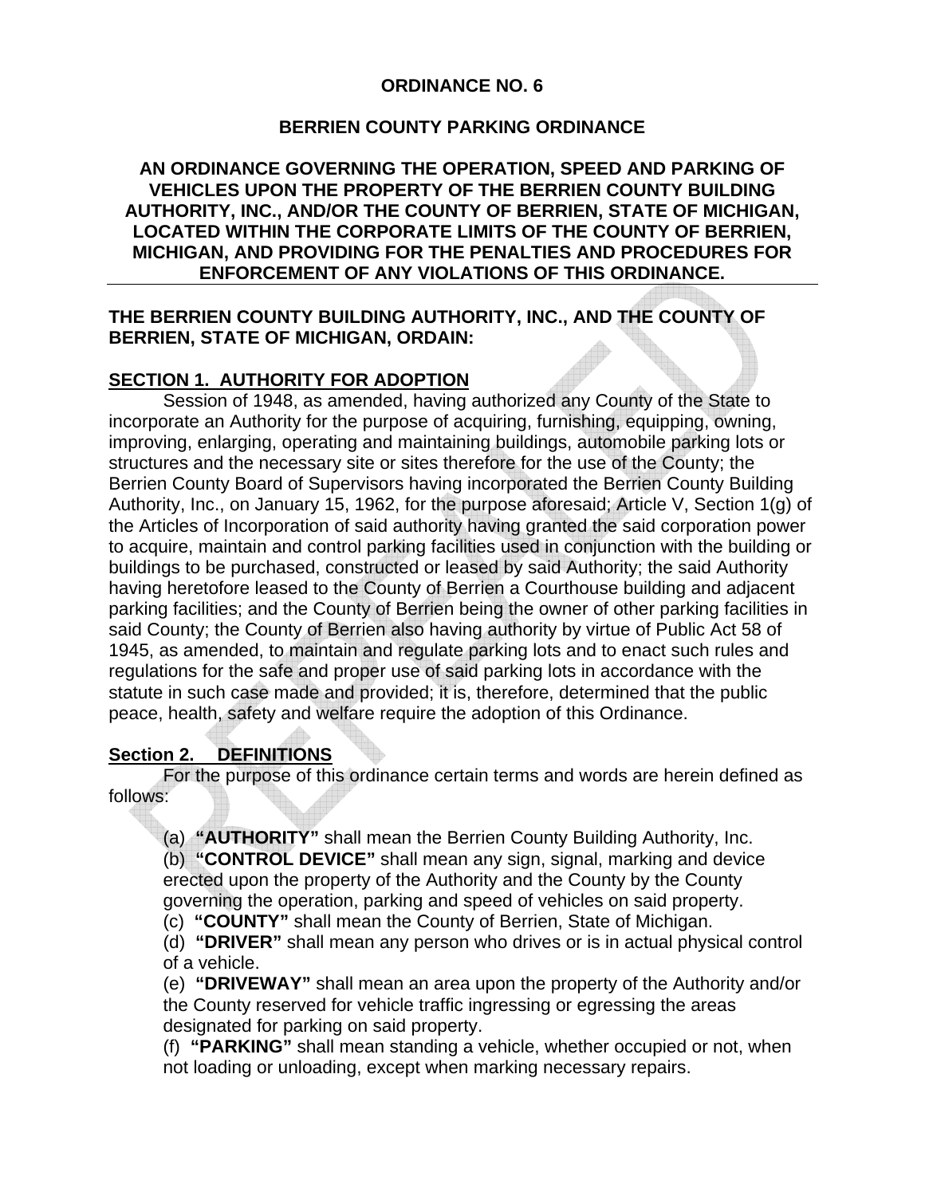# ORDINANCE NO. 6

## BERRIEN COUNTY PARKING ORDINANCE

**AN ORDINANCE GOVERNING THE OPERATION, SPEED AND PARKING OF VEHICLES UPON THE PROPERTY OF THE BERRIEN COUNTY BUILDING AUTHORITY, INC., AND/OR THE COUNTY OF BERRIEN, STATE OF MICHIGAN, LOCATED WITHIN THE CORPORATE LIMITS OF THE COUNTY OF BERRIEN, MICHIGAN, AND PROVIDING FOR THE PENALTIES AND PROCEDURES FOR ENFORCEMENT OF ANY VIOLATIONS OF THIS ORDINANCE.**

**THE BERRIEN COUNTY BUILDING AUTHORITY, INC., AND THE COUNTY OF BERRIEN, STATE OF MICHIGAN, ORDAIN:**

### SECTION 1. AUTHORITY FOR ADOPTION

Session of 1948, as amended, having authorized any County of the State to incorporate an Authority for the purpose of acquiring, furnishing, equipping, owning, improving, enlarging, operating and maintaining buildings, automobile parking lots or structures and the necessary site or sites therefore for the use of the County; the Berrien County Board of Supervisors having incorporated the Berrien County Building Authority, Inc., on January 15, 1962, for the purpose aforesaid; Article V, Section 1(g) of the Articles of Incorporation of said authority having granted the said corporation power to acquire, maintain and control parking facilities used in conjunction with the building or buildings to be purchased, constructed or leased by said Authority; the said Authority having heretofore leased to the County of Berrien a Courthouse building and adjacent parking facilities; and the County of Berrien being the owner of other parking facilities in said County; the County of Berrien also having authority by virtue of Public Act 58 of 1945, as amended, to maintain and regulate parking lots and to enact such rules and regulations for the safe and proper use of said parking lots in accordance with the statute in such case made and provided; it is, therefore, determined that the public peace, health, safety and welfare require the adoption of this Ordinance.

### Section 2. DEFINITIONS

For the purpose of this ordinance certain terms and words are herein defined as follows:

(a) **"AUTHORITY"** shall mean the Berrien County Building Authority, Inc.
(b) **"CONTROL DEVICE"** shall mean any sign, signal, marking and device erected upon the property of the Authority and the County by the County governing the operation, parking and speed of vehicles on said property.
(c) **"COUNTY"** shall mean the County of Berrien, State of Michigan.
(d) **"DRIVER"** shall mean any person who drives or is in actual physical control of a vehicle.
(e) **"DRIVEWAY"** shall mean an area upon the property of the Authority and/or the County reserved for vehicle traffic ingressing or egressing the areas designated for parking on said property.
(f) **"PARKING"** shall mean standing a vehicle, whether occupied or not, when not loading or unloading, except when marking necessary repairs.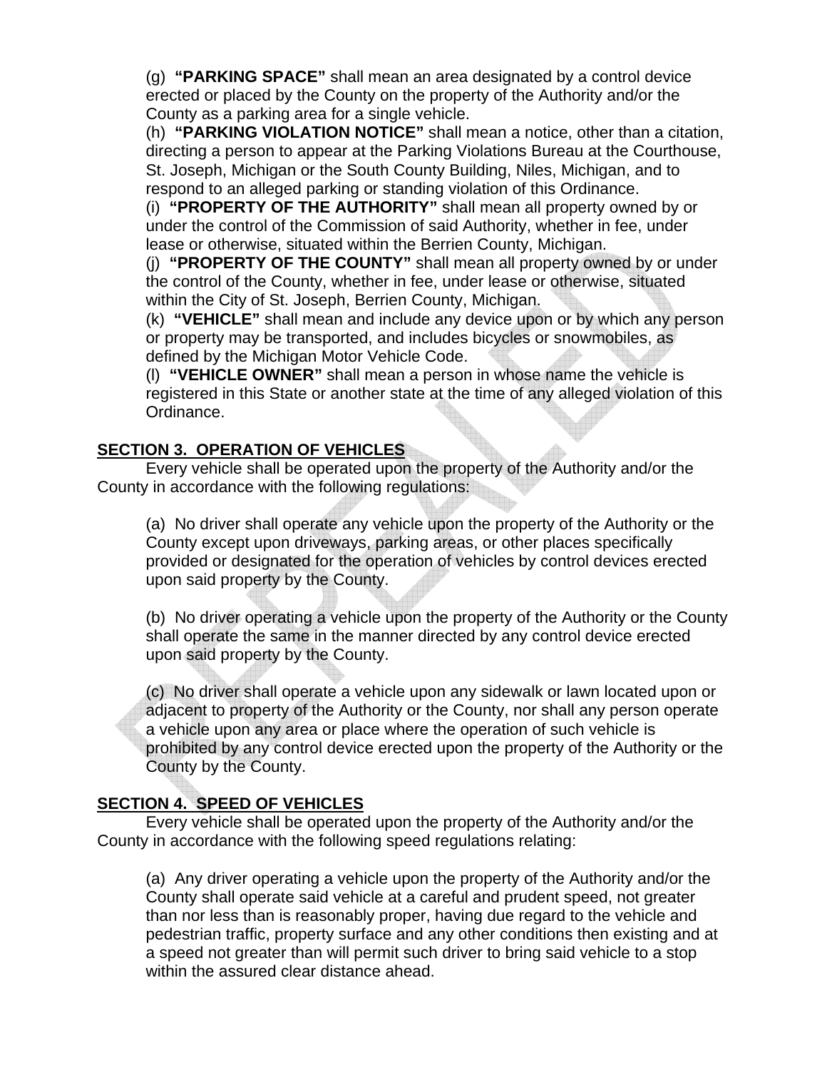(g) **"PARKING SPACE"** shall mean an area designated by a control device erected or placed by the County on the property of the Authority and/or the County as a parking area for a single vehicle.

(h) **"PARKING VIOLATION NOTICE"** shall mean a notice, other than a citation, directing a person to appear at the Parking Violations Bureau at the Courthouse, St. Joseph, Michigan or the South County Building, Niles, Michigan, and to respond to an alleged parking or standing violation of this Ordinance.

(i) **"PROPERTY OF THE AUTHORITY"** shall mean all property owned by or under the control of the Commission of said Authority, whether in fee, under lease or otherwise, situated within the Berrien County, Michigan.

(j) **"PROPERTY OF THE COUNTY"** shall mean all property owned by or under the control of the County, whether in fee, under lease or otherwise, situated within the City of St. Joseph, Berrien County, Michigan.

(k) **"VEHICLE"** shall mean and include any device upon or by which any person or property may be transported, and includes bicycles or snowmobiles, as defined by the Michigan Motor Vehicle Code.

(l) **"VEHICLE OWNER"** shall mean a person in whose name the vehicle is registered in this State or another state at the time of any alleged violation of this Ordinance.

## SECTION 3. OPERATION OF VEHICLES

Every vehicle shall be operated upon the property of the Authority and/or the County in accordance with the following regulations:

(a) No driver shall operate any vehicle upon the property of the Authority or the County except upon driveways, parking areas, or other places specifically provided or designated for the operation of vehicles by control devices erected upon said property by the County.

(b) No driver operating a vehicle upon the property of the Authority or the County shall operate the same in the manner directed by any control device erected upon said property by the County.

(c) No driver shall operate a vehicle upon any sidewalk or lawn located upon or adjacent to property of the Authority or the County, nor shall any person operate a vehicle upon any area or place where the operation of such vehicle is prohibited by any control device erected upon the property of the Authority or the County by the County.

## SECTION 4. SPEED OF VEHICLES

Every vehicle shall be operated upon the property of the Authority and/or the County in accordance with the following speed regulations relating:

(a) Any driver operating a vehicle upon the property of the Authority and/or the County shall operate said vehicle at a careful and prudent speed, not greater than nor less than is reasonably proper, having due regard to the vehicle and pedestrian traffic, property surface and any other conditions then existing and at a speed not greater than will permit such driver to bring said vehicle to a stop within the assured clear distance ahead.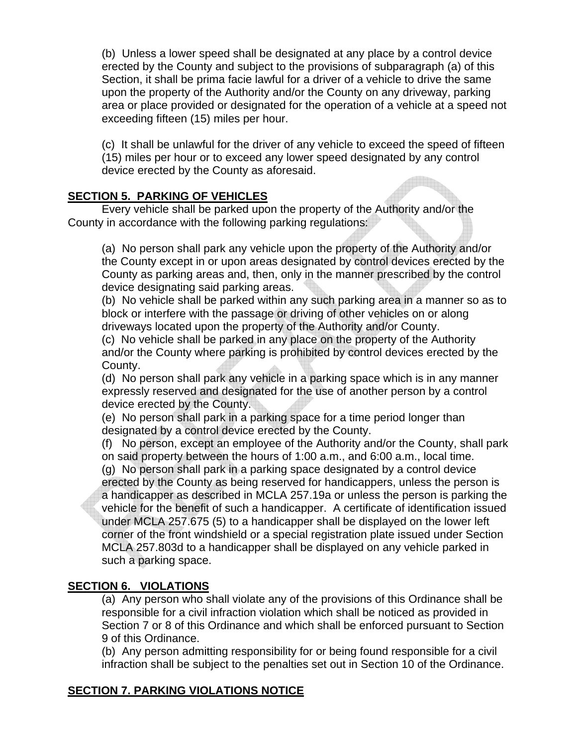(b) Unless a lower speed shall be designated at any place by a control device erected by the County and subject to the provisions of subparagraph (a) of this Section, it shall be prima facie lawful for a driver of a vehicle to drive the same upon the property of the Authority and/or the County on any driveway, parking area or place provided or designated for the operation of a vehicle at a speed not exceeding fifteen (15) miles per hour.

(c) It shall be unlawful for the driver of any vehicle to exceed the speed of fifteen (15) miles per hour or to exceed any lower speed designated by any control device erected by the County as aforesaid.

## SECTION 5. PARKING OF VEHICLES

Every vehicle shall be parked upon the property of the Authority and/or the County in accordance with the following parking regulations:

(a) No person shall park any vehicle upon the property of the Authority and/or the County except in or upon areas designated by control devices erected by the County as parking areas and, then, only in the manner prescribed by the control device designating said parking areas.
(b) No vehicle shall be parked within any such parking area in a manner so as to block or interfere with the passage or driving of other vehicles on or along driveways located upon the property of the Authority and/or County.
(c) No vehicle shall be parked in any place on the property of the Authority and/or the County where parking is prohibited by control devices erected by the County.
(d) No person shall park any vehicle in a parking space which is in any manner expressly reserved and designated for the use of another person by a control device erected by the County.
(e) No person shall park in a parking space for a time period longer than designated by a control device erected by the County.
(f) No person, except an employee of the Authority and/or the County, shall park on said property between the hours of 1:00 a.m., and 6:00 a.m., local time.
(g) No person shall park in a parking space designated by a control device erected by the County as being reserved for handicappers, unless the person is a handicapper as described in MCLA 257.19a or unless the person is parking the vehicle for the benefit of such a handicapper. A certificate of identification issued under MCLA 257.675 (5) to a handicapper shall be displayed on the lower left corner of the front windshield or a special registration plate issued under Section MCLA 257.803d to a handicapper shall be displayed on any vehicle parked in such a parking space.

## SECTION 6. VIOLATIONS

(a) Any person who shall violate any of the provisions of this Ordinance shall be responsible for a civil infraction violation which shall be noticed as provided in Section 7 or 8 of this Ordinance and which shall be enforced pursuant to Section 9 of this Ordinance.
(b) Any person admitting responsibility for or being found responsible for a civil infraction shall be subject to the penalties set out in Section 10 of the Ordinance.

## SECTION 7. PARKING VIOLATIONS NOTICE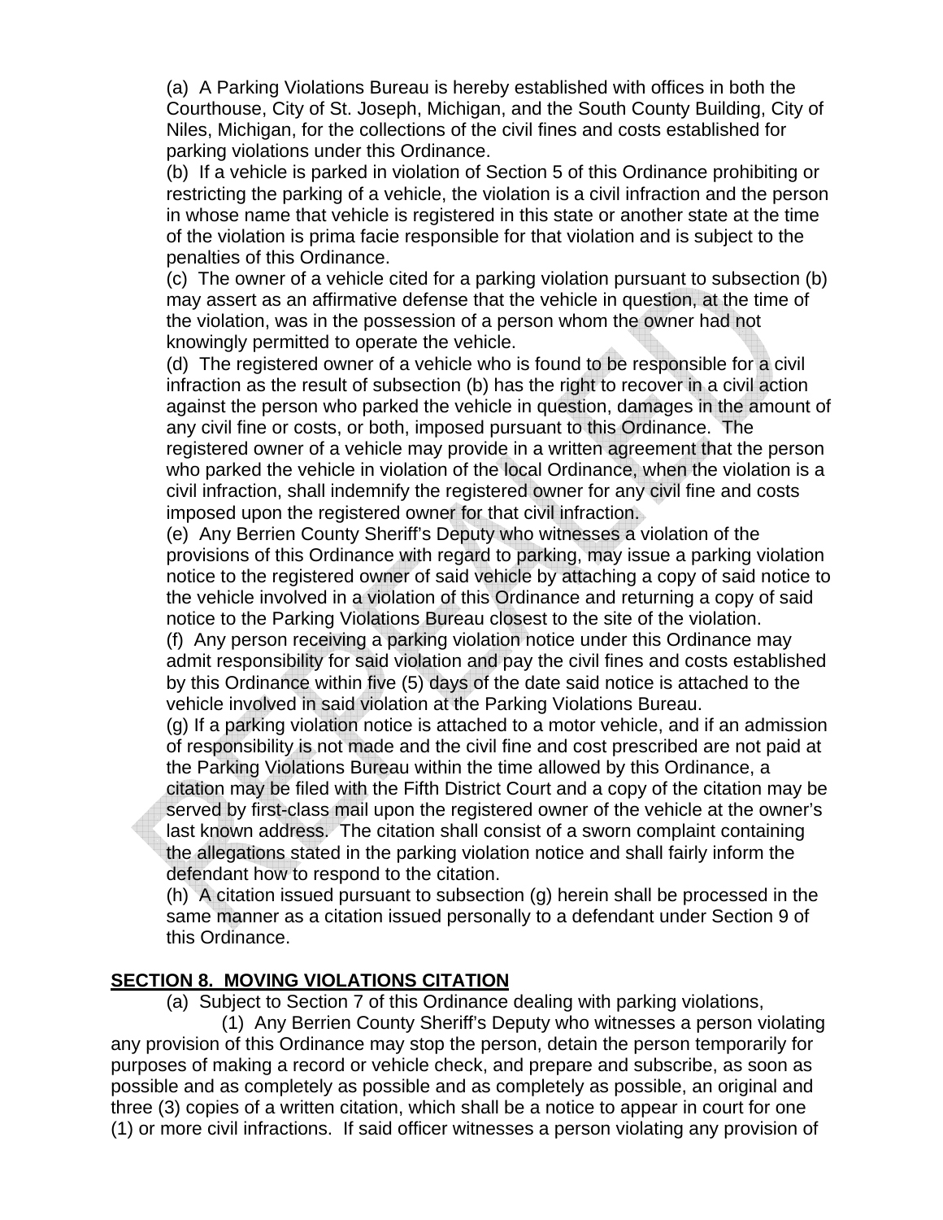(a) A Parking Violations Bureau is hereby established with offices in both the Courthouse, City of St. Joseph, Michigan, and the South County Building, City of Niles, Michigan, for the collections of the civil fines and costs established for parking violations under this Ordinance.

(b) If a vehicle is parked in violation of Section 5 of this Ordinance prohibiting or restricting the parking of a vehicle, the violation is a civil infraction and the person in whose name that vehicle is registered in this state or another state at the time of the violation is prima facie responsible for that violation and is subject to the penalties of this Ordinance.

(c) The owner of a vehicle cited for a parking violation pursuant to subsection (b) may assert as an affirmative defense that the vehicle in question, at the time of the violation, was in the possession of a person whom the owner had not knowingly permitted to operate the vehicle.

(d) The registered owner of a vehicle who is found to be responsible for a civil infraction as the result of subsection (b) has the right to recover in a civil action against the person who parked the vehicle in question, damages in the amount of any civil fine or costs, or both, imposed pursuant to this Ordinance. The registered owner of a vehicle may provide in a written agreement that the person who parked the vehicle in violation of the local Ordinance, when the violation is a civil infraction, shall indemnify the registered owner for any civil fine and costs imposed upon the registered owner for that civil infraction.

(e) Any Berrien County Sheriff's Deputy who witnesses a violation of the provisions of this Ordinance with regard to parking, may issue a parking violation notice to the registered owner of said vehicle by attaching a copy of said notice to the vehicle involved in a violation of this Ordinance and returning a copy of said notice to the Parking Violations Bureau closest to the site of the violation.

(f) Any person receiving a parking violation notice under this Ordinance may admit responsibility for said violation and pay the civil fines and costs established by this Ordinance within five (5) days of the date said notice is attached to the vehicle involved in said violation at the Parking Violations Bureau.

(g) If a parking violation notice is attached to a motor vehicle, and if an admission of responsibility is not made and the civil fine and cost prescribed are not paid at the Parking Violations Bureau within the time allowed by this Ordinance, a citation may be filed with the Fifth District Court and a copy of the citation may be served by first-class mail upon the registered owner of the vehicle at the owner's last known address. The citation shall consist of a sworn complaint containing the allegations stated in the parking violation notice and shall fairly inform the defendant how to respond to the citation.

(h) A citation issued pursuant to subsection (g) herein shall be processed in the same manner as a citation issued personally to a defendant under Section 9 of this Ordinance.

## SECTION 8. MOVING VIOLATIONS CITATION

(a) Subject to Section 7 of this Ordinance dealing with parking violations,

(1) Any Berrien County Sheriff's Deputy who witnesses a person violating any provision of this Ordinance may stop the person, detain the person temporarily for purposes of making a record or vehicle check, and prepare and subscribe, as soon as possible and as completely as possible and as completely as possible, an original and three (3) copies of a written citation, which shall be a notice to appear in court for one (1) or more civil infractions. If said officer witnesses a person violating any provision of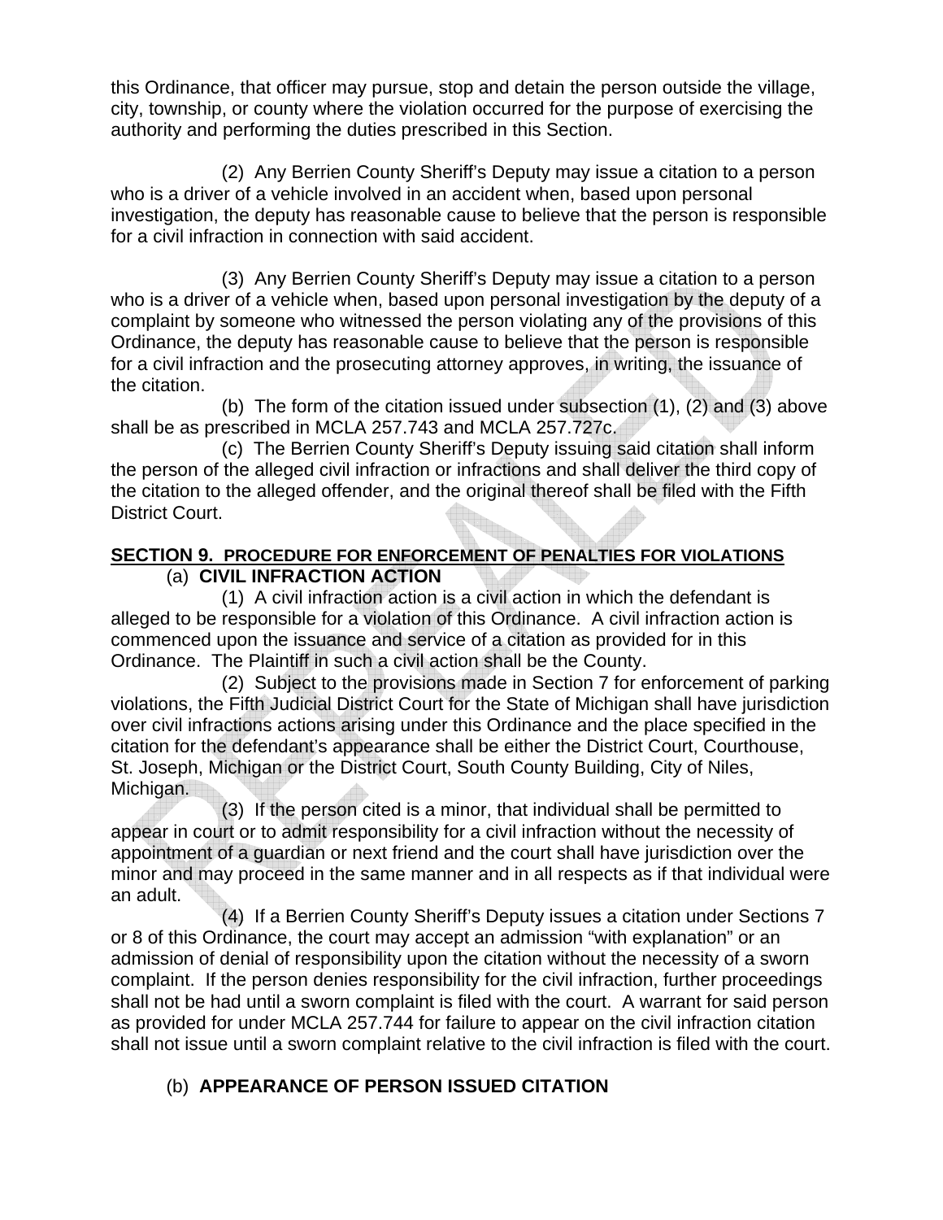this Ordinance, that officer may pursue, stop and detain the person outside the village, city, township, or county where the violation occurred for the purpose of exercising the authority and performing the duties prescribed in this Section.

(2) Any Berrien County Sheriff's Deputy may issue a citation to a person who is a driver of a vehicle involved in an accident when, based upon personal investigation, the deputy has reasonable cause to believe that the person is responsible for a civil infraction in connection with said accident.

(3) Any Berrien County Sheriff's Deputy may issue a citation to a person who is a driver of a vehicle when, based upon personal investigation by the deputy of a complaint by someone who witnessed the person violating any of the provisions of this Ordinance, the deputy has reasonable cause to believe that the person is responsible for a civil infraction and the prosecuting attorney approves, in writing, the issuance of the citation.

(b) The form of the citation issued under subsection (1), (2) and (3) above shall be as prescribed in MCLA 257.743 and MCLA 257.727c.

(c) The Berrien County Sheriff's Deputy issuing said citation shall inform the person of the alleged civil infraction or infractions and shall deliver the third copy of the citation to the alleged offender, and the original thereof shall be filed with the Fifth District Court.

**SECTION 9. PROCEDURE FOR ENFORCEMENT OF PENALTIES FOR VIOLATIONS**

(a) **CIVIL INFRACTION ACTION**

(1) A civil infraction action is a civil action in which the defendant is alleged to be responsible for a violation of this Ordinance. A civil infraction action is commenced upon the issuance and service of a citation as provided for in this Ordinance. The Plaintiff in such a civil action shall be the County.

(2) Subject to the provisions made in Section 7 for enforcement of parking violations, the Fifth Judicial District Court for the State of Michigan shall have jurisdiction over civil infractions actions arising under this Ordinance and the place specified in the citation for the defendant's appearance shall be either the District Court, Courthouse, St. Joseph, Michigan or the District Court, South County Building, City of Niles, Michigan.

(3) If the person cited is a minor, that individual shall be permitted to appear in court or to admit responsibility for a civil infraction without the necessity of appointment of a guardian or next friend and the court shall have jurisdiction over the minor and may proceed in the same manner and in all respects as if that individual were an adult.

(4) If a Berrien County Sheriff's Deputy issues a citation under Sections 7 or 8 of this Ordinance, the court may accept an admission "with explanation" or an admission of denial of responsibility upon the citation without the necessity of a sworn complaint. If the person denies responsibility for the civil infraction, further proceedings shall not be had until a sworn complaint is filed with the court. A warrant for said person as provided for under MCLA 257.744 for failure to appear on the civil infraction citation shall not issue until a sworn complaint relative to the civil infraction is filed with the court.

(b) **APPEARANCE OF PERSON ISSUED CITATION**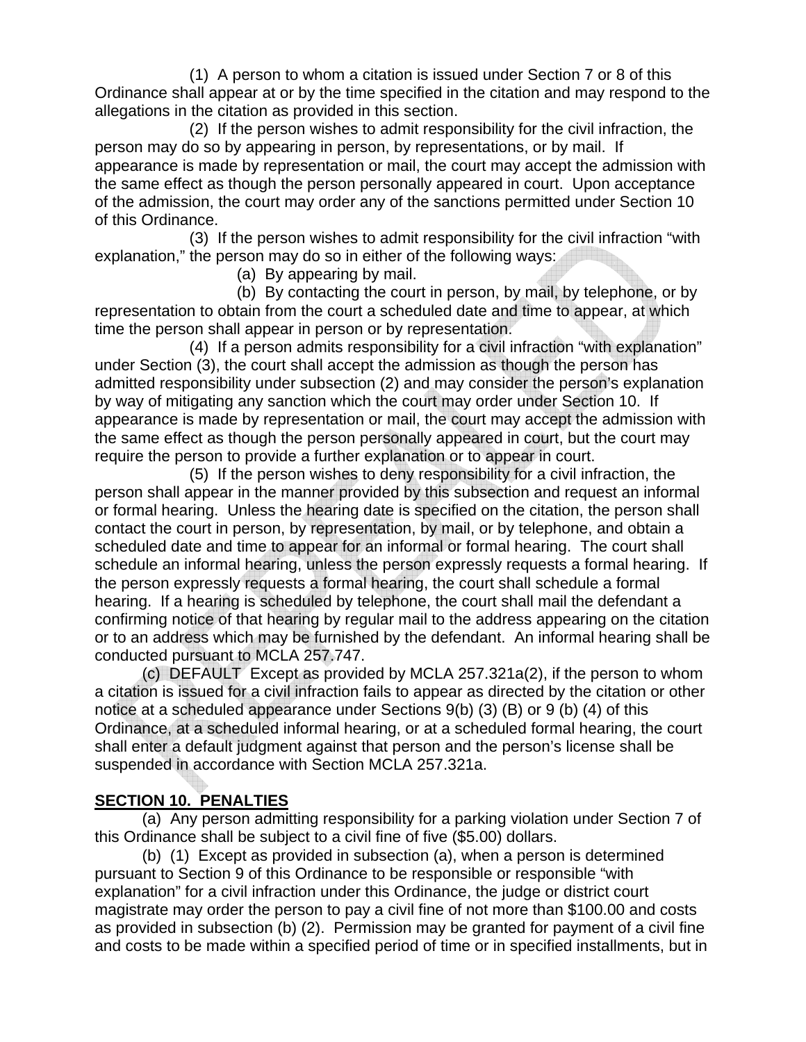(1) A person to whom a citation is issued under Section 7 or 8 of this Ordinance shall appear at or by the time specified in the citation and may respond to the allegations in the citation as provided in this section.

(2) If the person wishes to admit responsibility for the civil infraction, the person may do so by appearing in person, by representations, or by mail. If appearance is made by representation or mail, the court may accept the admission with the same effect as though the person personally appeared in court. Upon acceptance of the admission, the court may order any of the sanctions permitted under Section 10 of this Ordinance.

(3) If the person wishes to admit responsibility for the civil infraction "with explanation," the person may do so in either of the following ways:

(a) By appearing by mail.

(b) By contacting the court in person, by mail, by telephone, or by representation to obtain from the court a scheduled date and time to appear, at which time the person shall appear in person or by representation.

(4) If a person admits responsibility for a civil infraction "with explanation" under Section (3), the court shall accept the admission as though the person has admitted responsibility under subsection (2) and may consider the person's explanation by way of mitigating any sanction which the court may order under Section 10. If appearance is made by representation or mail, the court may accept the admission with the same effect as though the person personally appeared in court, but the court may require the person to provide a further explanation or to appear in court.

(5) If the person wishes to deny responsibility for a civil infraction, the person shall appear in the manner provided by this subsection and request an informal or formal hearing. Unless the hearing date is specified on the citation, the person shall contact the court in person, by representation, by mail, or by telephone, and obtain a scheduled date and time to appear for an informal or formal hearing. The court shall schedule an informal hearing, unless the person expressly requests a formal hearing. If the person expressly requests a formal hearing, the court shall schedule a formal hearing. If a hearing is scheduled by telephone, the court shall mail the defendant a confirming notice of that hearing by regular mail to the address appearing on the citation or to an address which may be furnished by the defendant. An informal hearing shall be conducted pursuant to MCLA 257.747.

(c) DEFAULT Except as provided by MCLA 257.321a(2), if the person to whom a citation is issued for a civil infraction fails to appear as directed by the citation or other notice at a scheduled appearance under Sections 9(b) (3) (B) or 9 (b) (4) of this Ordinance, at a scheduled informal hearing, or at a scheduled formal hearing, the court shall enter a default judgment against that person and the person's license shall be suspended in accordance with Section MCLA 257.321a.

## SECTION 10. PENALTIES

(a) Any person admitting responsibility for a parking violation under Section 7 of this Ordinance shall be subject to a civil fine of five ($5.00) dollars.

(b) (1) Except as provided in subsection (a), when a person is determined pursuant to Section 9 of this Ordinance to be responsible or responsible "with explanation" for a civil infraction under this Ordinance, the judge or district court magistrate may order the person to pay a civil fine of not more than $100.00 and costs as provided in subsection (b) (2). Permission may be granted for payment of a civil fine and costs to be made within a specified period of time or in specified installments, but in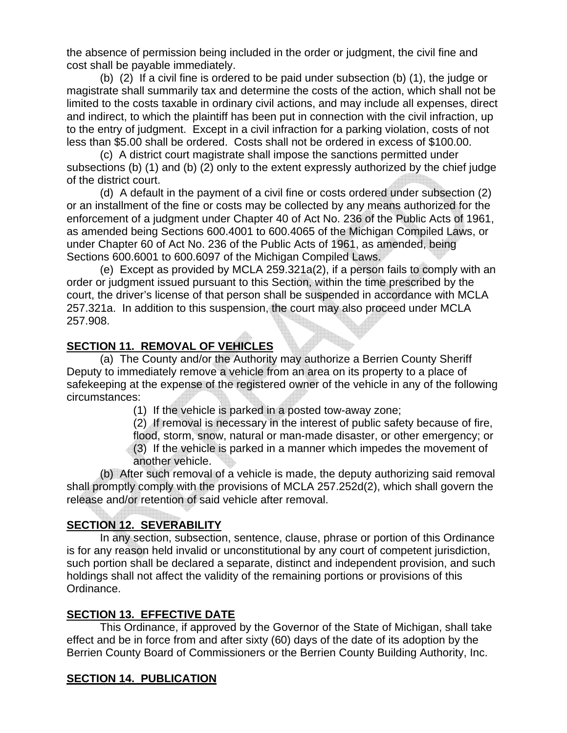the absence of permission being included in the order or judgment, the civil fine and cost shall be payable immediately.

(b) (2) If a civil fine is ordered to be paid under subsection (b) (1), the judge or magistrate shall summarily tax and determine the costs of the action, which shall not be limited to the costs taxable in ordinary civil actions, and may include all expenses, direct and indirect, to which the plaintiff has been put in connection with the civil infraction, up to the entry of judgment. Except in a civil infraction for a parking violation, costs of not less than $5.00 shall be ordered. Costs shall not be ordered in excess of $100.00.

(c) A district court magistrate shall impose the sanctions permitted under subsections (b) (1) and (b) (2) only to the extent expressly authorized by the chief judge of the district court.

(d) A default in the payment of a civil fine or costs ordered under subsection (2) or an installment of the fine or costs may be collected by any means authorized for the enforcement of a judgment under Chapter 40 of Act No. 236 of the Public Acts of 1961, as amended being Sections 600.4001 to 600.4065 of the Michigan Compiled Laws, or under Chapter 60 of Act No. 236 of the Public Acts of 1961, as amended, being Sections 600.6001 to 600.6097 of the Michigan Compiled Laws.

(e) Except as provided by MCLA 259.321a(2), if a person fails to comply with an order or judgment issued pursuant to this Section, within the time prescribed by the court, the driver's license of that person shall be suspended in accordance with MCLA 257.321a. In addition to this suspension, the court may also proceed under MCLA 257.908.

## SECTION 11. REMOVAL OF VEHICLES

(a) The County and/or the Authority may authorize a Berrien County Sheriff Deputy to immediately remove a vehicle from an area on its property to a place of safekeeping at the expense of the registered owner of the vehicle in any of the following circumstances:

(1) If the vehicle is parked in a posted tow-away zone;

(2) If removal is necessary in the interest of public safety because of fire, flood, storm, snow, natural or man-made disaster, or other emergency; or

(3) If the vehicle is parked in a manner which impedes the movement of another vehicle.

(b) After such removal of a vehicle is made, the deputy authorizing said removal shall promptly comply with the provisions of MCLA 257.252d(2), which shall govern the release and/or retention of said vehicle after removal.

## SECTION 12. SEVERABILITY

In any section, subsection, sentence, clause, phrase or portion of this Ordinance is for any reason held invalid or unconstitutional by any court of competent jurisdiction, such portion shall be declared a separate, distinct and independent provision, and such holdings shall not affect the validity of the remaining portions or provisions of this Ordinance.

## SECTION 13. EFFECTIVE DATE

This Ordinance, if approved by the Governor of the State of Michigan, shall take effect and be in force from and after sixty (60) days of the date of its adoption by the Berrien County Board of Commissioners or the Berrien County Building Authority, Inc.

## SECTION 14. PUBLICATION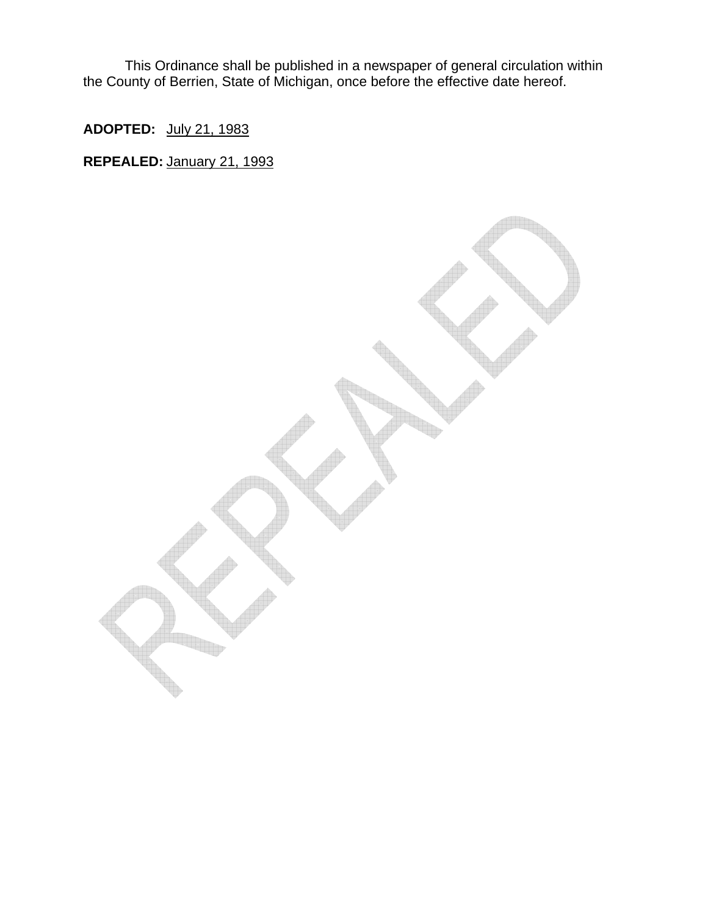This Ordinance shall be published in a newspaper of general circulation within the County of Berrien, State of Michigan, once before the effective date hereof.

**ADOPTED:** July 21, 1983

**REPEALED:** January 21, 1993

REPEALED